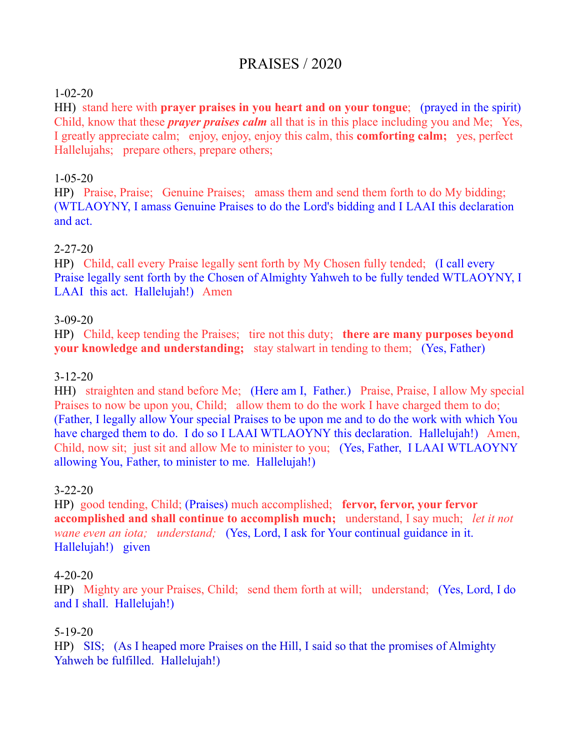# PRAISES / 2020

1-02-20
HH) stand here with **prayer praises in you heart and on your tongue**; (prayed in the spirit) Child, know that these ***prayer praises calm*** all that is in this place including you and Me; Yes, I greatly appreciate calm; enjoy, enjoy, enjoy this calm, this **comforting calm;** yes, perfect Hallelujahs; prepare others, prepare others;

1-05-20
HP) Praise, Praise; Genuine Praises; amass them and send them forth to do My bidding; (WTLAOYNY, I amass Genuine Praises to do the Lord's bidding and I LAAI this declaration and act.

2-27-20
HP) Child, call every Praise legally sent forth by My Chosen fully tended; (I call every Praise legally sent forth by the Chosen of Almighty Yahweh to be fully tended WTLAOYNY, I LAAI this act. Hallelujah!) Amen

3-09-20
HP) Child, keep tending the Praises; tire not this duty; **there are many purposes beyond your knowledge and understanding;** stay stalwart in tending to them; (Yes, Father)

3-12-20
HH) straighten and stand before Me; (Here am I, Father.) Praise, Praise, I allow My special Praises to now be upon you, Child; allow them to do the work I have charged them to do; (Father, I legally allow Your special Praises to be upon me and to do the work with which You have charged them to do. I do so I LAAI WTLAOYNY this declaration. Hallelujah!) Amen, Child, now sit; just sit and allow Me to minister to you; (Yes, Father, I LAAI WTLAOYNY allowing You, Father, to minister to me. Hallelujah!)

3-22-20
HP) good tending, Child; (Praises) much accomplished; **fervor, fervor, your fervor accomplished and shall continue to accomplish much;** understand, I say much; *let it not wane even an iota; understand;* (Yes, Lord, I ask for Your continual guidance in it. Hallelujah!) given

4-20-20
HP) Mighty are your Praises, Child; send them forth at will; understand; (Yes, Lord, I do and I shall. Hallelujah!)

5-19-20
HP) SIS; (As I heaped more Praises on the Hill, I said so that the promises of Almighty Yahweh be fulfilled. Hallelujah!)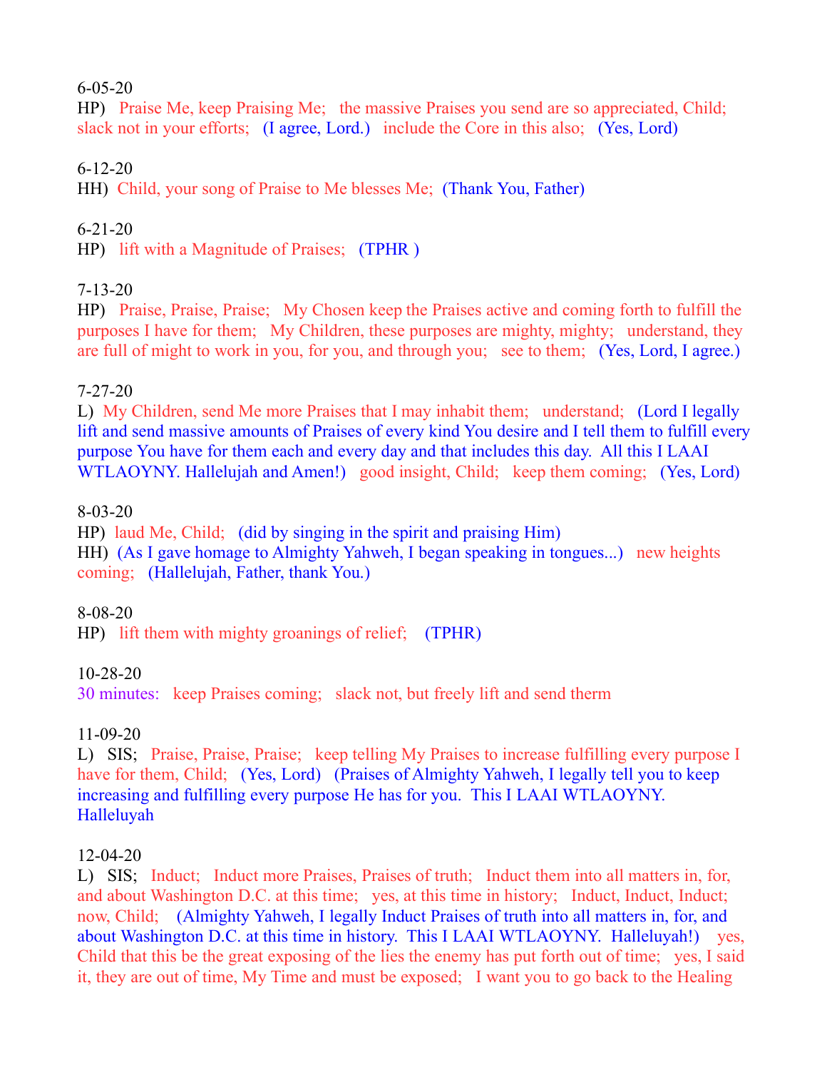6-05-20
HP) Praise Me, keep Praising Me; the massive Praises you send are so appreciated, Child; slack not in your efforts; (I agree, Lord.) include the Core in this also; (Yes, Lord)

6-12-20
HH) Child, your song of Praise to Me blesses Me; (Thank You, Father)

6-21-20
HP) lift with a Magnitude of Praises; (TPHR )

7-13-20
HP) Praise, Praise, Praise; My Chosen keep the Praises active and coming forth to fulfill the purposes I have for them; My Children, these purposes are mighty, mighty; understand, they are full of might to work in you, for you, and through you; see to them; (Yes, Lord, I agree.)

7-27-20
L) My Children, send Me more Praises that I may inhabit them; understand; (Lord I legally lift and send massive amounts of Praises of every kind You desire and I tell them to fulfill every purpose You have for them each and every day and that includes this day. All this I LAAI WTLAOYNY. Hallelujah and Amen!) good insight, Child; keep them coming; (Yes, Lord)

8-03-20
HP) laud Me, Child; (did by singing in the spirit and praising Him)
HH) (As I gave homage to Almighty Yahweh, I began speaking in tongues...) new heights coming; (Hallelujah, Father, thank You.)

8-08-20
HP) lift them with mighty groanings of relief; (TPHR)

10-28-20
30 minutes: keep Praises coming; slack not, but freely lift and send therm

11-09-20
L) SIS; Praise, Praise, Praise; keep telling My Praises to increase fulfilling every purpose I have for them, Child; (Yes, Lord) (Praises of Almighty Yahweh, I legally tell you to keep increasing and fulfilling every purpose He has for you. This I LAAI WTLAOYNY. Halleluyah

12-04-20
L) SIS; Induct; Induct more Praises, Praises of truth; Induct them into all matters in, for, and about Washington D.C. at this time; yes, at this time in history; Induct, Induct, Induct; now, Child; (Almighty Yahweh, I legally Induct Praises of truth into all matters in, for, and about Washington D.C. at this time in history. This I LAAI WTLAOYNY. Halleluyah!) yes, Child that this be the great exposing of the lies the enemy has put forth out of time; yes, I said it, they are out of time, My Time and must be exposed; I want you to go back to the Healing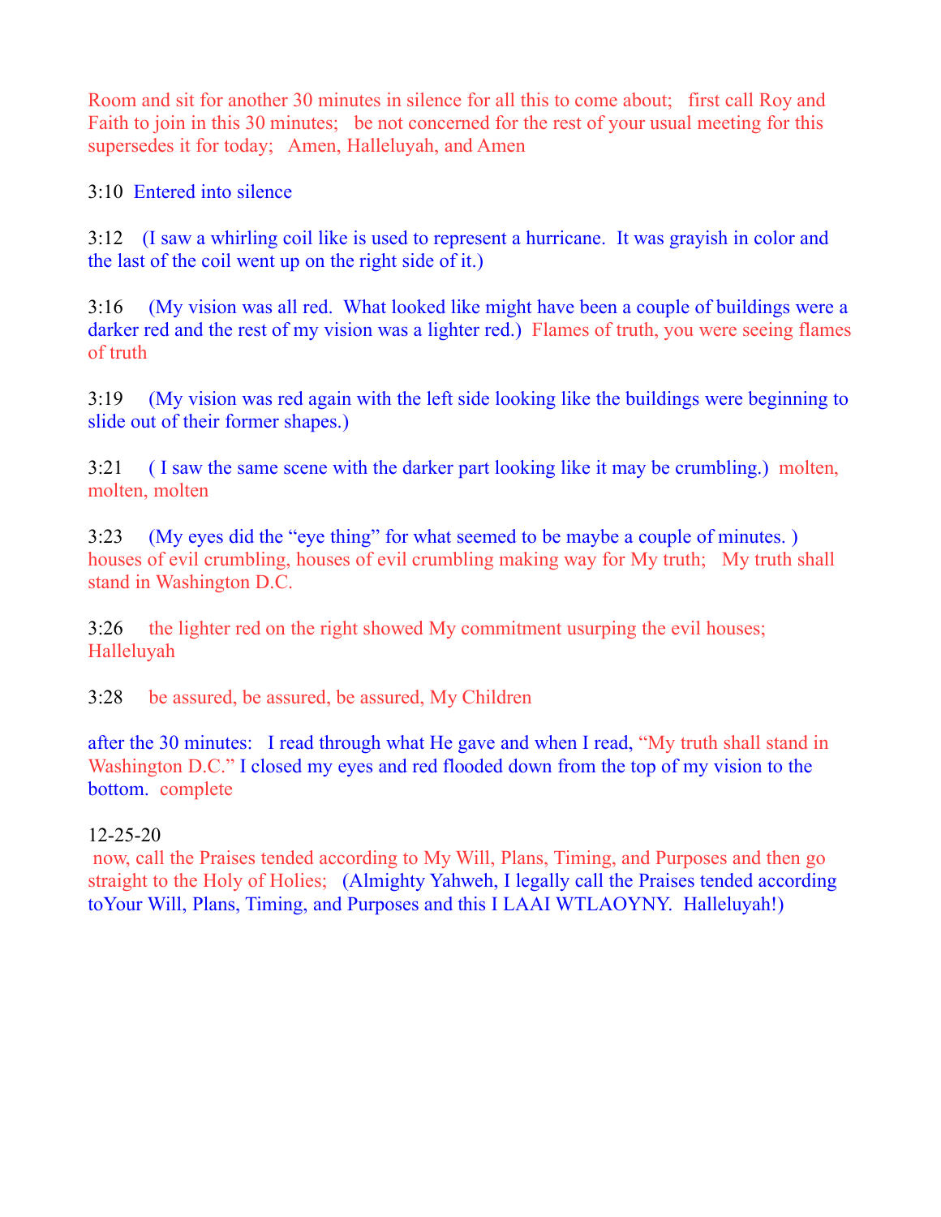Room and sit for another 30 minutes in silence for all this to come about;   first call Roy and Faith to join in this 30 minutes;   be not concerned for the rest of your usual meeting for this supersedes it for today;   Amen, Halleluyah, and Amen

3:10  Entered into silence

3:12    (I saw a whirling coil like is used to represent a hurricane.  It was grayish in color and the last of the coil went up on the right side of it.)

3:16     (My vision was all red.  What looked like might have been a couple of buildings were a darker red and the rest of my vision was a lighter red.)  Flames of truth, you were seeing flames of truth

3:19     (My vision was red again with the left side looking like the buildings were beginning to slide out of their former shapes.)

3:21     ( I saw the same scene with the darker part looking like it may be crumbling.)  molten, molten, molten

3:23     (My eyes did the "eye thing" for what seemed to be maybe a couple of minutes. )  houses of evil crumbling, houses of evil crumbling making way for My truth;   My truth shall stand in Washington D.C.

3:26     the lighter red on the right showed My commitment usurping the evil houses; Halleluyah

3:28     be assured, be assured, be assured, My Children

after the 30 minutes:   I read through what He gave and when I read, "My truth shall stand in Washington D.C." I closed my eyes and red flooded down from the top of my vision to the bottom.  complete

12-25-20

now, call the Praises tended according to My Will, Plans, Timing, and Purposes and then go straight to the Holy of Holies;   (Almighty Yahweh, I legally call the Praises tended according toYour Will, Plans, Timing, and Purposes and this I LAAI WTLAOYNY.  Halleluyah!)